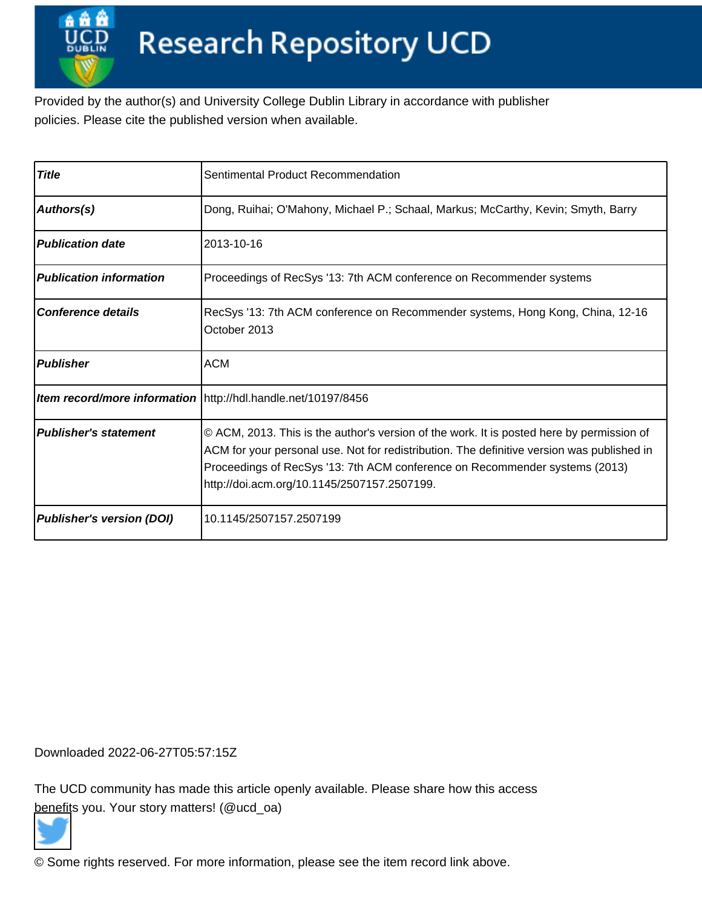# Research Repository UCD

Provided by the author(s) and University College Dublin Library in accordance with publisher policies. Please cite the published version when available.

| | |
|---|---|
| ***Title*** | Sentimental Product Recommendation |
| ***Authors(s)*** | Dong, Ruihai; O'Mahony, Michael P.; Schaal, Markus; McCarthy, Kevin; Smyth, Barry |
| ***Publication date*** | 2013-10-16 |
| ***Publication information*** | Proceedings of RecSys '13: 7th ACM conference on Recommender systems |
| ***Conference details*** | RecSys '13: 7th ACM conference on Recommender systems, Hong Kong, China, 12-16 October 2013 |
| ***Publisher*** | ACM |
| ***Item record/more information*** | http://hdl.handle.net/10197/8456 |
| ***Publisher's statement*** | © ACM, 2013. This is the author's version of the work. It is posted here by permission of ACM for your personal use. Not for redistribution. The definitive version was published in Proceedings of RecSys '13: 7th ACM conference on Recommender systems (2013) http://doi.acm.org/10.1145/2507157.2507199. |
| ***Publisher's version (DOI)*** | 10.1145/2507157.2507199 |

Downloaded 2022-06-27T05:57:15Z

The UCD community has made this article openly available. Please share how this access benefits you. Your story matters! (@ucd_oa)

© Some rights reserved. For more information, please see the item record link above.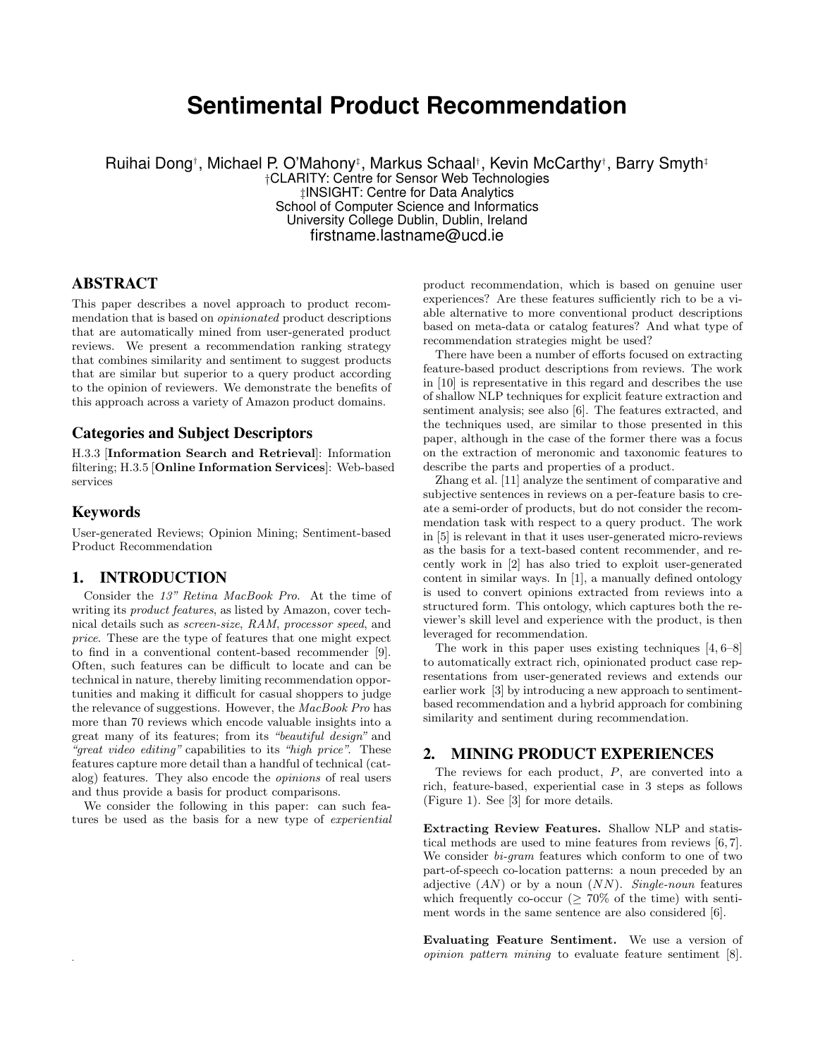# Sentimental Product Recommendation

Ruihai Dong[†], Michael P. O'Mahony[‡], Markus Schaal[†], Kevin McCarthy[†], Barry Smyth[‡]
[†]CLARITY: Centre for Sensor Web Technologies
[‡]INSIGHT: Centre for Data Analytics
School of Computer Science and Informatics
University College Dublin, Dublin, Ireland
firstname.lastname@ucd.ie

## ABSTRACT

This paper describes a novel approach to product recommendation that is based on *opinionated* product descriptions that are automatically mined from user-generated product reviews. We present a recommendation ranking strategy that combines similarity and sentiment to suggest products that are similar but superior to a query product according to the opinion of reviewers. We demonstrate the benefits of this approach across a variety of Amazon product domains.

### Categories and Subject Descriptors

H.3.3 [**Information Search and Retrieval**]: Information filtering; H.3.5 [**Online Information Services**]: Web-based services

### Keywords

User-generated Reviews; Opinion Mining; Sentiment-based Product Recommendation

## 1. INTRODUCTION

Consider the *13" Retina MacBook Pro*. At the time of writing its *product features*, as listed by Amazon, cover technical details such as *screen-size*, *RAM*, *processor speed*, and *price*. These are the type of features that one might expect to find in a conventional content-based recommender [9]. Often, such features can be difficult to locate and can be technical in nature, thereby limiting recommendation opportunities and making it difficult for casual shoppers to judge the relevance of suggestions. However, the *MacBook Pro* has more than 70 reviews which encode valuable insights into a great many of its features; from its *"beautiful design"* and *"great video editing"* capabilities to its *"high price"*. These features capture more detail than a handful of technical (catalog) features. They also encode the *opinions* of real users and thus provide a basis for product comparisons.

We consider the following in this paper: can such features be used as the basis for a new type of *experiential* product recommendation, which is based on genuine user experiences? Are these features sufficiently rich to be a viable alternative to more conventional product descriptions based on meta-data or catalog features? And what type of recommendation strategies might be used?

There have been a number of efforts focused on extracting feature-based product descriptions from reviews. The work in [10] is representative in this regard and describes the use of shallow NLP techniques for explicit feature extraction and sentiment analysis; see also [6]. The features extracted, and the techniques used, are similar to those presented in this paper, although in the case of the former there was a focus on the extraction of meronomic and taxonomic features to describe the parts and properties of a product.

Zhang et al. [11] analyze the sentiment of comparative and subjective sentences in reviews on a per-feature basis to create a semi-order of products, but do not consider the recommendation task with respect to a query product. The work in [5] is relevant in that it uses user-generated micro-reviews as the basis for a text-based content recommender, and recently work in [2] has also tried to exploit user-generated content in similar ways. In [1], a manually defined ontology is used to convert opinions extracted from reviews into a structured form. This ontology, which captures both the reviewer's skill level and experience with the product, is then leveraged for recommendation.

The work in this paper uses existing techniques [4, 6–8] to automatically extract rich, opinionated product case representations from user-generated reviews and extends our earlier work [3] by introducing a new approach to sentiment-based recommendation and a hybrid approach for combining similarity and sentiment during recommendation.

## 2. MINING PRODUCT EXPERIENCES

The reviews for each product, $P$, are converted into a rich, feature-based, experiential case in 3 steps as follows (Figure 1). See [3] for more details.

**Extracting Review Features.** Shallow NLP and statistical methods are used to mine features from reviews [6, 7]. We consider *bi-gram* features which conform to one of two part-of-speech co-location patterns: a noun preceded by an adjective ($AN$) or by a noun ($NN$). *Single-noun* features which frequently co-occur ($\geq$ 70% of the time) with sentiment words in the same sentence are also considered [6].

**Evaluating Feature Sentiment.** We use a version of *opinion pattern mining* to evaluate feature sentiment [8].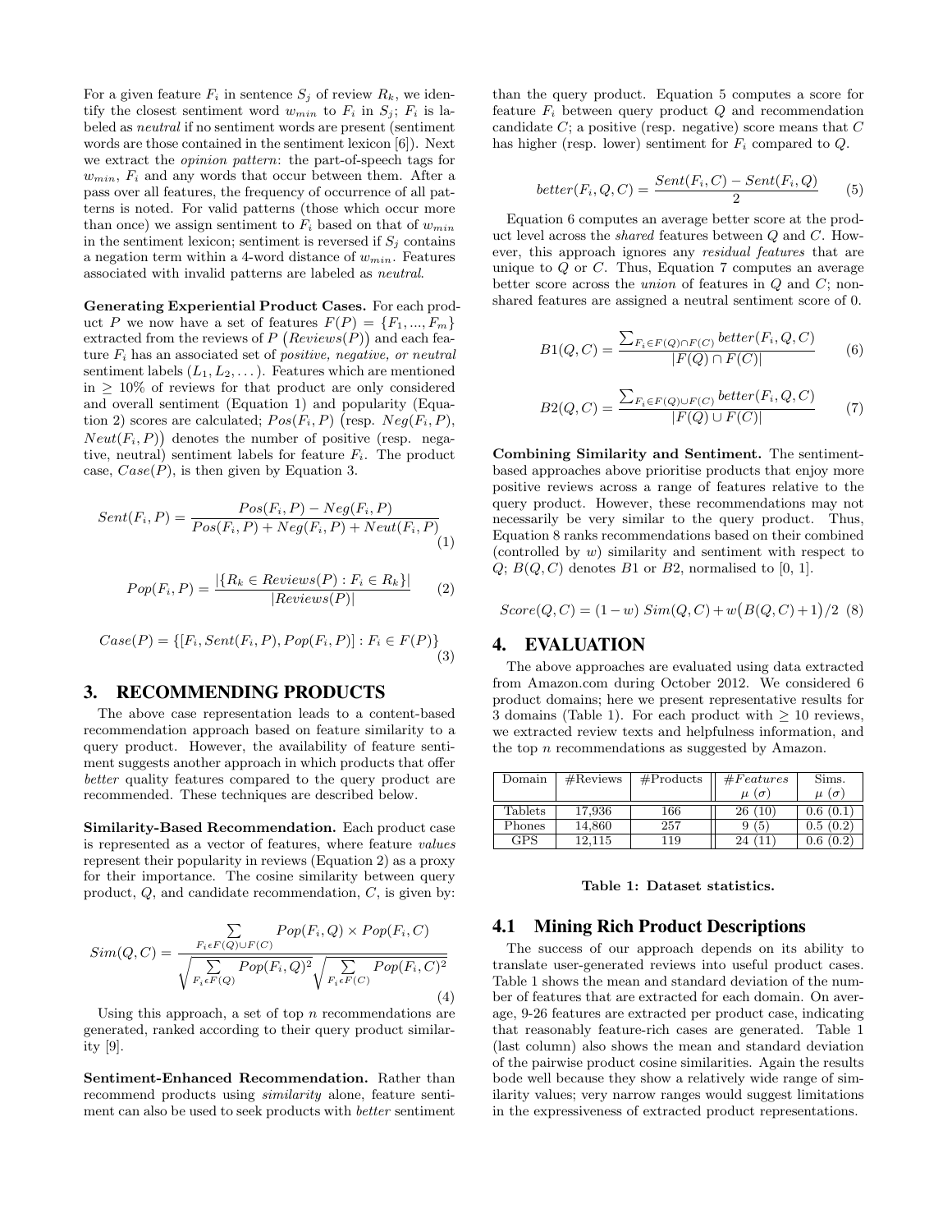For a given feature $F_i$ in sentence $S_j$ of review $R_k$, we identify the closest sentiment word $w_{min}$ to $F_i$ in $S_j$; $F_i$ is labeled as *neutral* if no sentiment words are present (sentiment words are those contained in the sentiment lexicon [6]). Next we extract the *opinion pattern*: the part-of-speech tags for $w_{min}$, $F_i$ and any words that occur between them. After a pass over all features, the frequency of occurrence of all patterns is noted. For valid patterns (those which occur more than once) we assign sentiment to $F_i$ based on that of $w_{min}$ in the sentiment lexicon; sentiment is reversed if $S_j$ contains a negation term within a 4-word distance of $w_{min}$. Features associated with invalid patterns are labeled as *neutral*.

**Generating Experiential Product Cases.** For each product $P$ we now have a set of features $F(P) = \{F_1, ..., F_m\}$ extracted from the reviews of $P$ $\big(Reviews(P)\big)$ and each feature $F_i$ has an associated set of *positive, negative, or neutral* sentiment labels ($L_1, L_2, \ldots$). Features which are mentioned in $\geq 10\%$ of reviews for that product are only considered and overall sentiment (Equation 1) and popularity (Equation 2) scores are calculated; $Pos(F_i, P)$ (resp. $Neg(F_i, P)$, $Neut(F_i, P)$) denotes the number of positive (resp. negative, neutral) sentiment labels for feature $F_i$. The product case, $Case(P)$, is then given by Equation 3.

$$Sent(F_i, P) = \frac{Pos(F_i, P) - Neg(F_i, P)}{Pos(F_i, P) + Neg(F_i, P) + Neut(F_i, P)} \quad (1)$$

$$Pop(F_i, P) = \frac{|\{R_k \in Reviews(P) : F_i \in R_k\}|}{|Reviews(P)|} \quad (2)$$

$$Case(P) = \{[F_i, Sent(F_i, P), Pop(F_i, P)] : F_i \in F(P)\} \quad (3)$$

## 3. RECOMMENDING PRODUCTS

The above case representation leads to a content-based recommendation approach based on feature similarity to a query product. However, the availability of feature sentiment suggests another approach in which products that offer *better* quality features compared to the query product are recommended. These techniques are described below.

**Similarity-Based Recommendation.** Each product case is represented as a vector of features, where feature *values* represent their popularity in reviews (Equation 2) as a proxy for their importance. The cosine similarity between query product, $Q$, and candidate recommendation, $C$, is given by:

$$Sim(Q, C) = \frac{\sum\limits_{F_i \epsilon F(Q) \cup F(C)} Pop(F_i, Q) \times Pop(F_i, C)}{\sqrt{\sum\limits_{F_i \epsilon F(Q)} Pop(F_i, Q)^2} \sqrt{\sum\limits_{F_i \epsilon F(C)} Pop(F_i, C)^2}} \quad (4)$$

Using this approach, a set of top $n$ recommendations are generated, ranked according to their query product similarity [9].

**Sentiment-Enhanced Recommendation.** Rather than recommend products using *similarity* alone, feature sentiment can also be used to seek products with *better* sentiment than the query product. Equation 5 computes a score for feature $F_i$ between query product $Q$ and recommendation candidate $C$; a positive (resp. negative) score means that $C$ has higher (resp. lower) sentiment for $F_i$ compared to $Q$.

$$better(F_i, Q, C) = \frac{Sent(F_i, C) - Sent(F_i, Q)}{2} \quad (5)$$

Equation 6 computes an average better score at the product level across the *shared* features between $Q$ and $C$. However, this approach ignores any *residual features* that are unique to $Q$ or $C$. Thus, Equation 7 computes an average better score across the *union* of features in $Q$ and $C$; non-shared features are assigned a neutral sentiment score of 0.

$$B1(Q, C) = \frac{\sum_{F_i \epsilon F(Q) \cap F(C)} better(F_i, Q, C)}{|F(Q) \cap F(C)|} \quad (6)$$

$$B2(Q, C) = \frac{\sum_{F_i \epsilon F(Q) \cup F(C)} better(F_i, Q, C)}{|F(Q) \cup F(C)|} \quad (7)$$

**Combining Similarity and Sentiment.** The sentiment-based approaches above prioritise products that enjoy more positive reviews across a range of features relative to the query product. However, these recommendations may not necessarily be very similar to the query product. Thus, Equation 8 ranks recommendations based on their combined (controlled by $w$) similarity and sentiment with respect to $Q$; $B(Q, C)$ denotes $B1$ or $B2$, normalised to [0, 1].

$$Score(Q, C) = (1 - w)\ Sim(Q, C) + w\big(B(Q, C) + 1\big)/2 \quad (8)$$

## 4. EVALUATION

The above approaches are evaluated using data extracted from Amazon.com during October 2012. We considered 6 product domains; here we present representative results for 3 domains (Table 1). For each product with $\geq 10$ reviews, we extracted review texts and helpfulness information, and the top $n$ recommendations as suggested by Amazon.

| Domain | #Reviews | #Products | $\#Features$ $\mu$ ($\sigma$) | Sims. $\mu$ ($\sigma$) |
|---|---|---|---|---|
| Tablets | 17,936 | 166 | 26 (10) | 0.6 (0.1) |
| Phones | 14,860 | 257 | 9 (5) | 0.5 (0.2) |
| GPS | 12,115 | 119 | 24 (11) | 0.6 (0.2) |

**Table 1: Dataset statistics.**

### 4.1 Mining Rich Product Descriptions

The success of our approach depends on its ability to translate user-generated reviews into useful product cases. Table 1 shows the mean and standard deviation of the number of features that are extracted for each domain. On average, 9-26 features are extracted per product case, indicating that reasonably feature-rich cases are generated. Table 1 (last column) also shows the mean and standard deviation of the pairwise product cosine similarities. Again the results bode well because they show a relatively wide range of similarity values; very narrow ranges would suggest limitations in the expressiveness of extracted product representations.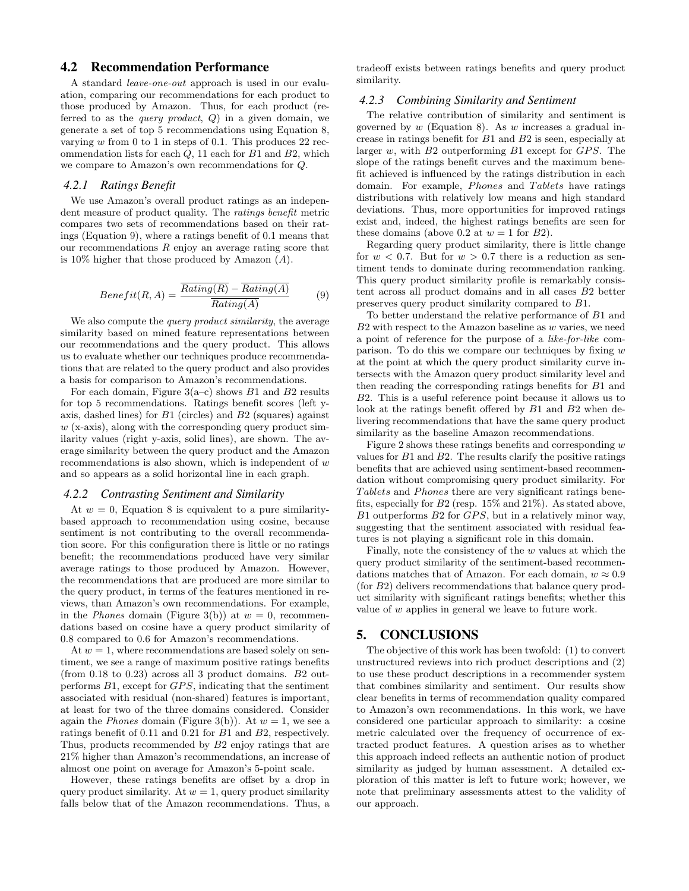## 4.2 Recommendation Performance

A standard *leave-one-out* approach is used in our evaluation, comparing our recommendations for each product to those produced by Amazon. Thus, for each product (referred to as the *query product*, $Q$) in a given domain, we generate a set of top 5 recommendations using Equation 8, varying $w$ from 0 to 1 in steps of 0.1. This produces 22 recommendation lists for each $Q$, 11 each for $B1$ and $B2$, which we compare to Amazon's own recommendations for $Q$.

### 4.2.1 Ratings Benefit

We use Amazon's overall product ratings as an independent measure of product quality. The *ratings benefit* metric compares two sets of recommendations based on their ratings (Equation 9), where a ratings benefit of 0.1 means that our recommendations $R$ enjoy an average rating score that is 10% higher that those produced by Amazon ($A$).

$$Benefit(R, A) = \frac{\overline{Rating(R)} - \overline{Rating(A)}}{\overline{Rating(A)}} \tag{9}$$

We also compute the *query product similarity*, the average similarity based on mined feature representations between our recommendations and the query product. This allows us to evaluate whether our techniques produce recommendations that are related to the query product and also provides a basis for comparison to Amazon's recommendations.

For each domain, Figure 3(a–c) shows $B1$ and $B2$ results for top 5 recommendations. Ratings benefit scores (left y-axis, dashed lines) for $B1$ (circles) and $B2$ (squares) against $w$ (x-axis), along with the corresponding query product similarity values (right y-axis, solid lines), are shown. The average similarity between the query product and the Amazon recommendations is also shown, which is independent of $w$ and so appears as a solid horizontal line in each graph.

### 4.2.2 Contrasting Sentiment and Similarity

At $w = 0$, Equation 8 is equivalent to a pure similarity-based approach to recommendation using cosine, because sentiment is not contributing to the overall recommendation score. For this configuration there is little or no ratings benefit; the recommendations produced have very similar average ratings to those produced by Amazon. However, the recommendations that are produced are more similar to the query product, in terms of the features mentioned in reviews, than Amazon's own recommendations. For example, in the *Phones* domain (Figure 3(b)) at $w = 0$, recommendations based on cosine have a query product similarity of 0.8 compared to 0.6 for Amazon's recommendations.

At $w = 1$, where recommendations are based solely on sentiment, we see a range of maximum positive ratings benefits (from 0.18 to 0.23) across all 3 product domains. $B2$ outperforms $B1$, except for $GPS$, indicating that the sentiment associated with residual (non-shared) features is important, at least for two of the three domains considered. Consider again the *Phones* domain (Figure 3(b)). At $w = 1$, we see a ratings benefit of 0.11 and 0.21 for $B1$ and $B2$, respectively. Thus, products recommended by $B2$ enjoy ratings that are 21% higher than Amazon's recommendations, an increase of almost one point on average for Amazon's 5-point scale.

However, these ratings benefits are offset by a drop in query product similarity. At $w = 1$, query product similarity falls below that of the Amazon recommendations. Thus, a tradeoff exists between ratings benefits and query product similarity.

### 4.2.3 Combining Similarity and Sentiment

The relative contribution of similarity and sentiment is governed by $w$ (Equation 8). As $w$ increases a gradual increase in ratings benefit for $B1$ and $B2$ is seen, especially at larger $w$, with $B2$ outperforming $B1$ except for $GPS$. The slope of the ratings benefit curves and the maximum benefit achieved is influenced by the ratings distribution in each domain. For example, $Phones$ and $Tablets$ have ratings distributions with relatively low means and high standard deviations. Thus, more opportunities for improved ratings exist and, indeed, the highest ratings benefits are seen for these domains (above 0.2 at $w = 1$ for $B2$).

Regarding query product similarity, there is little change for $w < 0.7$. But for $w > 0.7$ there is a reduction as sentiment tends to dominate during recommendation ranking. This query product similarity profile is remarkably consistent across all product domains and in all cases $B2$ better preserves query product similarity compared to $B1$.

To better understand the relative performance of $B1$ and $B2$ with respect to the Amazon baseline as $w$ varies, we need a point of reference for the purpose of a *like-for-like* comparison. To do this we compare our techniques by fixing $w$ at the point at which the query product similarity curve intersects with the Amazon query product similarity level and then reading the corresponding ratings benefits for $B1$ and $B2$. This is a useful reference point because it allows us to look at the ratings benefit offered by $B1$ and $B2$ when delivering recommendations that have the same query product similarity as the baseline Amazon recommendations.

Figure 2 shows these ratings benefits and corresponding $w$ values for $B1$ and $B2$. The results clarify the positive ratings benefits that are achieved using sentiment-based recommendation without compromising query product similarity. For $Tablets$ and $Phones$ there are very significant ratings benefits, especially for $B2$ (resp. 15% and 21%). As stated above, $B1$ outperforms $B2$ for $GPS$, but in a relatively minor way, suggesting that the sentiment associated with residual features is not playing a significant role in this domain.

Finally, note the consistency of the $w$ values at which the query product similarity of the sentiment-based recommendations matches that of Amazon. For each domain, $w \approx 0.9$ (for $B2$) delivers recommendations that balance query product similarity with significant ratings benefits; whether this value of $w$ applies in general we leave to future work.

# 5. CONCLUSIONS

The objective of this work has been twofold: (1) to convert unstructured reviews into rich product descriptions and (2) to use these product descriptions in a recommender system that combines similarity and sentiment. Our results show clear benefits in terms of recommendation quality compared to Amazon's own recommendations. In this work, we have considered one particular approach to similarity: a cosine metric calculated over the frequency of occurrence of extracted product features. A question arises as to whether this approach indeed reflects an authentic notion of product similarity as judged by human assessment. A detailed exploration of this matter is left to future work; however, we note that preliminary assessments attest to the validity of our approach.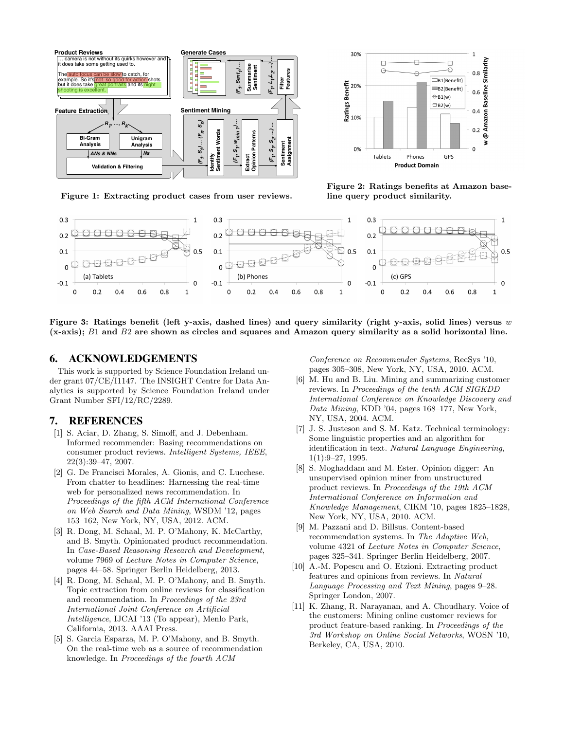Product Reviews

... camera is not without its quirks however and it does take some getting used to.

The auto focus can be slow to catch, for example. So it's not so good for action shots but it does take great portraits and its night shooting is excellent.

Generate Cases

Feature Extraction

Sentiment Mining

Bi-Gram Analysis

Unigram Analysis

ANs & NNs

Ns

Validation & Filtering

Identify Sentiment Words

Extract Opinion Patterns

Sentiment Assignment

Filter Features

Summarise Sentiment

Figure 1: Extracting product cases from user reviews.

30%
20%
10%
0%

Ratings Benefit

1
0.8
0.6
0.4
0.2
0

w @ Amazon Baseline Similarity

B1(Benefit)
B2(Benefit)
B1(w)
B2(w)

Tablets Phones GPS

Product Domain

Figure 2: Ratings benefits at Amazon baseline query product similarity.

0.3
0.2
0.1
0
-0.1

1
0.5
0

0 0.2 0.4 0.6 0.8 1

(a) Tablets

(b) Phones

(c) GPS

Figure 3: Ratings benefit (left y-axis, dashed lines) and query similarity (right y-axis, solid lines) versus $w$ (x-axis); $B1$ and $B2$ are shown as circles and squares and Amazon query similarity as a solid horizontal line.

## 6. ACKNOWLEDGEMENTS

This work is supported by Science Foundation Ireland under grant 07/CE/I1147. The INSIGHT Centre for Data Analytics is supported by Science Foundation Ireland under Grant Number SFI/12/RC/2289.

## 7. REFERENCES

[1] S. Aciar, D. Zhang, S. Simoff, and J. Debenham. Informed recommender: Basing recommendations on consumer product reviews. *Intelligent Systems, IEEE*, 22(3):39–47, 2007.

[2] G. De Francisci Morales, A. Gionis, and C. Lucchese. From chatter to headlines: Harnessing the real-time web for personalized news recommendation. In *Proceedings of the fifth ACM International Conference on Web Search and Data Mining*, WSDM '12, pages 153–162, New York, NY, USA, 2012. ACM.

[3] R. Dong, M. Schaal, M. P. O'Mahony, K. McCarthy, and B. Smyth. Opinionated product recommendation. In *Case-Based Reasoning Research and Development*, volume 7969 of *Lecture Notes in Computer Science*, pages 44–58. Springer Berlin Heidelberg, 2013.

[4] R. Dong, M. Schaal, M. P. O'Mahony, and B. Smyth. Topic extraction from online reviews for classification and recommendation. In *Proceedings of the 23rd International Joint Conference on Artificial Intelligence*, IJCAI '13 (To appear), Menlo Park, California, 2013. AAAI Press.

[5] S. Garcia Esparza, M. P. O'Mahony, and B. Smyth. On the real-time web as a source of recommendation knowledge. In *Proceedings of the fourth ACM Conference on Recommender Systems*, RecSys '10, pages 305–308, New York, NY, USA, 2010. ACM.

[6] M. Hu and B. Liu. Mining and summarizing customer reviews. In *Proceedings of the tenth ACM SIGKDD International Conference on Knowledge Discovery and Data Mining*, KDD '04, pages 168–177, New York, NY, USA, 2004. ACM.

[7] J. S. Justeson and S. M. Katz. Technical terminology: Some linguistic properties and an algorithm for identification in text. *Natural Language Engineering*, 1(1):9–27, 1995.

[8] S. Moghaddam and M. Ester. Opinion digger: An unsupervised opinion miner from unstructured product reviews. In *Proceedings of the 19th ACM International Conference on Information and Knowledge Management*, CIKM '10, pages 1825–1828, New York, NY, USA, 2010. ACM.

[9] M. Pazzani and D. Billsus. Content-based recommendation systems. In *The Adaptive Web*, volume 4321 of *Lecture Notes in Computer Science*, pages 325–341. Springer Berlin Heidelberg, 2007.

[10] A.-M. Popescu and O. Etzioni. Extracting product features and opinions from reviews. In *Natural Language Processing and Text Mining*, pages 9–28. Springer London, 2007.

[11] K. Zhang, R. Narayanan, and A. Choudhary. Voice of the customers: Mining online customer reviews for product feature-based ranking. In *Proceedings of the 3rd Workshop on Online Social Networks*, WOSN '10, Berkeley, CA, USA, 2010.